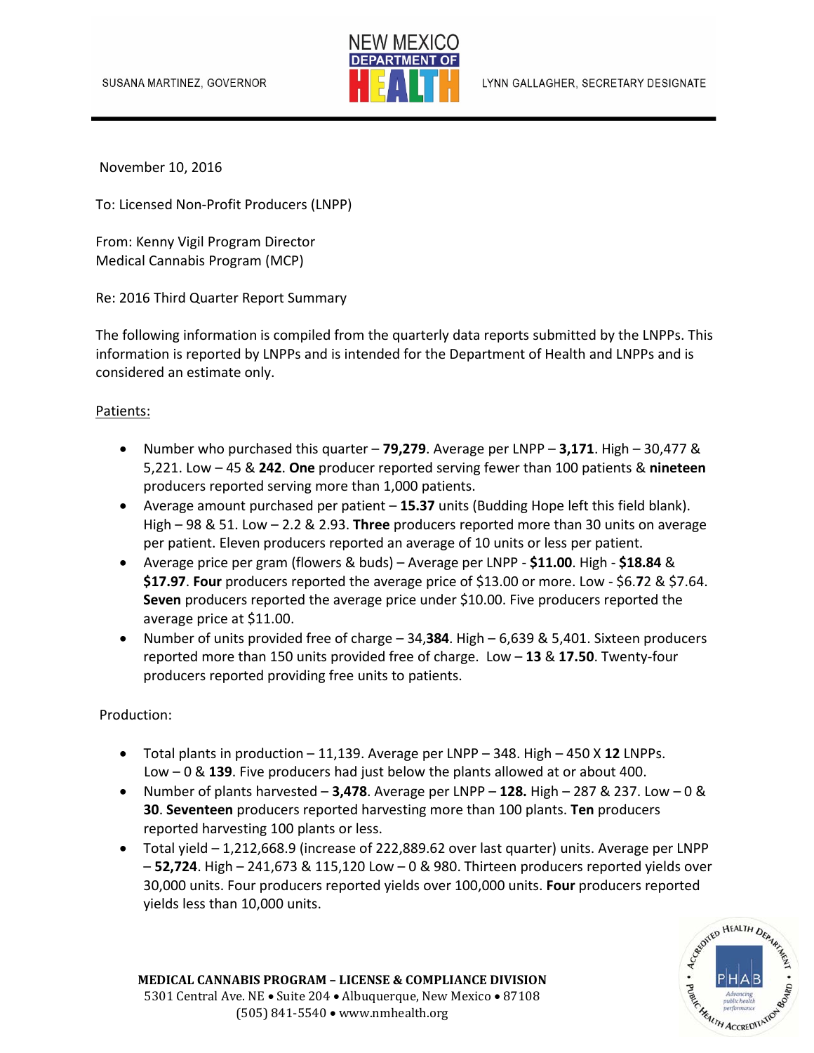SUSANA MARTINEZ, GOVERNOR

NEW MEXICO DEPARTMENT OF HEALTH

LYNN GALLAGHER, SECRETARY DESIGNATE

November 10, 2016

To: Licensed Non-Profit Producers (LNPP)

From: Kenny Vigil Program Director
Medical Cannabis Program (MCP)

Re: 2016 Third Quarter Report Summary

The following information is compiled from the quarterly data reports submitted by the LNPPs. This information is reported by LNPPs and is intended for the Department of Health and LNPPs and is considered an estimate only.

Patients:

- Number who purchased this quarter – **79,279**. Average per LNPP – **3,171**. High – 30,477 & 5,221. Low – 45 & **242**. **One** producer reported serving fewer than 100 patients & **nineteen** producers reported serving more than 1,000 patients.
- Average amount purchased per patient – **15.37** units (Budding Hope left this field blank). High – 98 & 51. Low – 2.2 & 2.93. **Three** producers reported more than 30 units on average per patient. Eleven producers reported an average of 10 units or less per patient.
- Average price per gram (flowers & buds) – Average per LNPP - **$11.00**. High - **$18.84** & **$17.97**. **Four** producers reported the average price of $13.00 or more. Low - $6.**7**2 & $7.64. **Seven** producers reported the average price under $10.00. Five producers reported the average price at $11.00.
- Number of units provided free of charge – 34,**384**. High – 6,639 & 5,401. Sixteen producers reported more than 150 units provided free of charge. Low – **13** & **17.50**. Twenty-four producers reported providing free units to patients.

Production:

- Total plants in production – 11,139. Average per LNPP – 348. High – 450 X **12** LNPPs. Low – 0 & **139**. Five producers had just below the plants allowed at or about 400.
- Number of plants harvested – **3,478**. Average per LNPP – **128.** High – 287 & 237. Low – 0 & **30**. **Seventeen** producers reported harvesting more than 100 plants. **Ten** producers reported harvesting 100 plants or less.
- Total yield – 1,212,668.9 (increase of 222,889.62 over last quarter) units. Average per LNPP – **52,724**. High – 241,673 & 115,120 Low – 0 & 980. Thirteen producers reported yields over 30,000 units. Four producers reported yields over 100,000 units. **Four** producers reported yields less than 10,000 units.

**MEDICAL CANNABIS PROGRAM – LICENSE & COMPLIANCE DIVISION**
5301 Central Ave. NE • Suite 204 • Albuquerque, New Mexico • 87108
(505) 841-5540 • www.nmhealth.org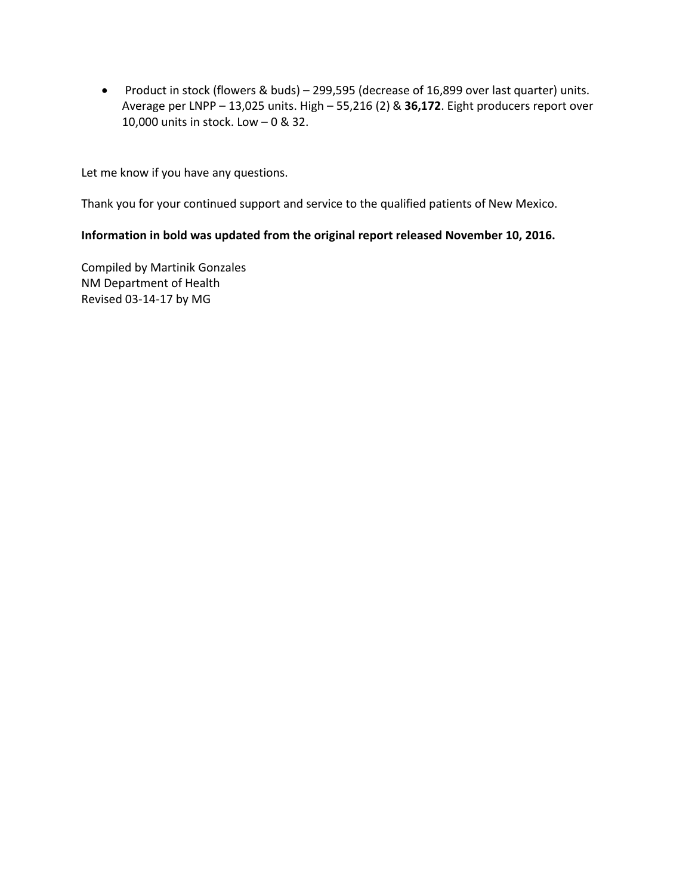- Product in stock (flowers & buds) – 299,595 (decrease of 16,899 over last quarter) units. Average per LNPP – 13,025 units. High – 55,216 (2) & **36,172**. Eight producers report over 10,000 units in stock. Low – 0 & 32.

Let me know if you have any questions.

Thank you for your continued support and service to the qualified patients of New Mexico.

**Information in bold was updated from the original report released November 10, 2016.**

Compiled by Martinik Gonzales
NM Department of Health
Revised 03-14-17 by MG